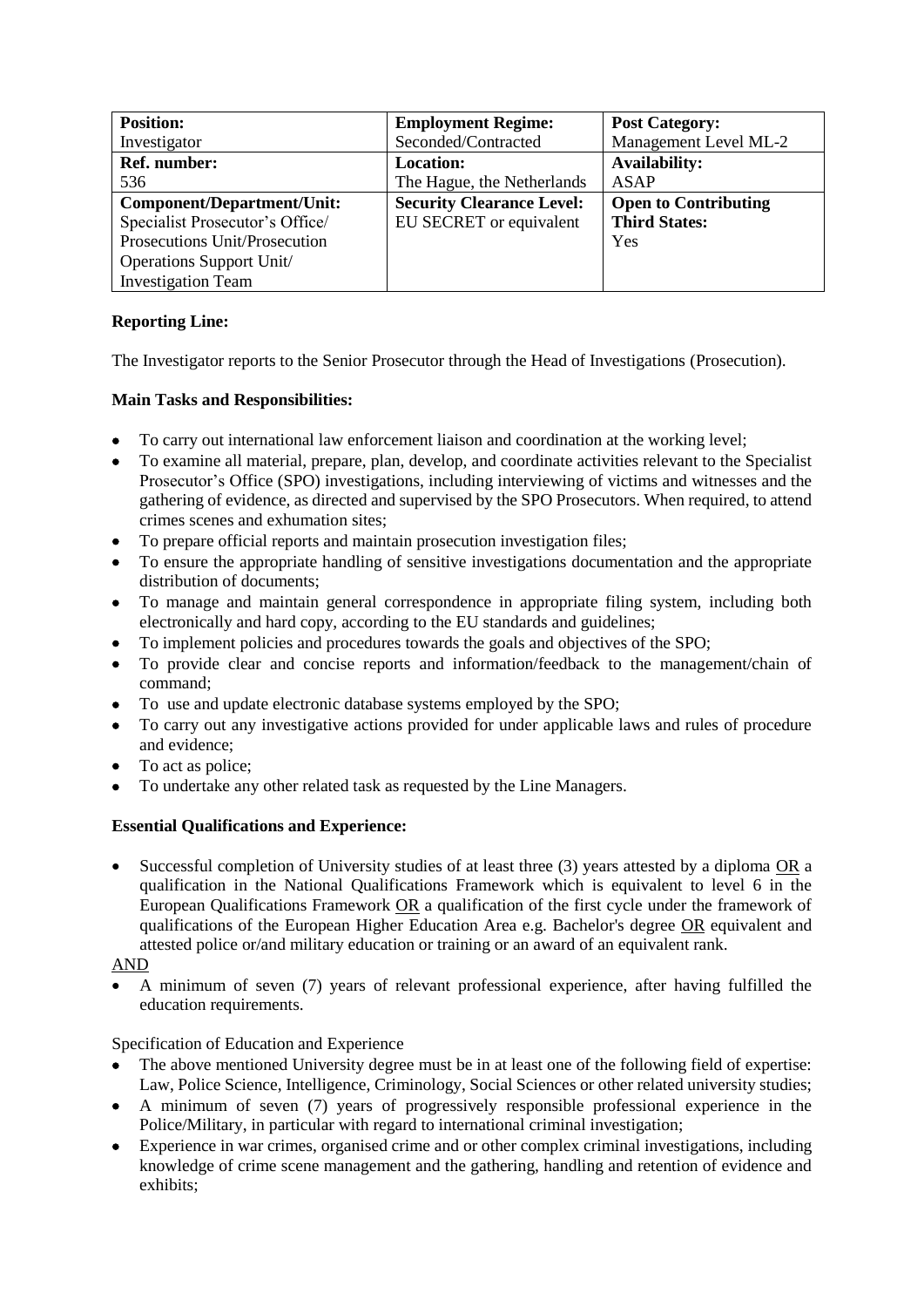| **Position:**<br>Investigator | **Employment Regime:**<br>Seconded/Contracted | **Post Category:**<br>Management Level ML-2 |
|---|---|---|
| **Ref. number:**<br>536 | **Location:**<br>The Hague, the Netherlands | **Availability:**<br>ASAP |
| **Component/Department/Unit:**<br>Specialist Prosecutor's Office/ Prosecutions Unit/Prosecution Operations Support Unit/ Investigation Team | **Security Clearance Level:**<br>EU SECRET or equivalent | **Open to Contributing Third States:**<br>Yes |

**Reporting Line:**

The Investigator reports to the Senior Prosecutor through the Head of Investigations (Prosecution).

**Main Tasks and Responsibilities:**

- To carry out international law enforcement liaison and coordination at the working level;
- To examine all material, prepare, plan, develop, and coordinate activities relevant to the Specialist Prosecutor's Office (SPO) investigations, including interviewing of victims and witnesses and the gathering of evidence, as directed and supervised by the SPO Prosecutors. When required, to attend crimes scenes and exhumation sites;
- To prepare official reports and maintain prosecution investigation files;
- To ensure the appropriate handling of sensitive investigations documentation and the appropriate distribution of documents;
- To manage and maintain general correspondence in appropriate filing system, including both electronically and hard copy, according to the EU standards and guidelines;
- To implement policies and procedures towards the goals and objectives of the SPO;
- To provide clear and concise reports and information/feedback to the management/chain of command;
- To use and update electronic database systems employed by the SPO;
- To carry out any investigative actions provided for under applicable laws and rules of procedure and evidence;
- To act as police;
- To undertake any other related task as requested by the Line Managers.

**Essential Qualifications and Experience:**

- Successful completion of University studies of at least three (3) years attested by a diploma OR a qualification in the National Qualifications Framework which is equivalent to level 6 in the European Qualifications Framework OR a qualification of the first cycle under the framework of qualifications of the European Higher Education Area e.g. Bachelor's degree OR equivalent and attested police or/and military education or training or an award of an equivalent rank.

AND

- A minimum of seven (7) years of relevant professional experience, after having fulfilled the education requirements.

Specification of Education and Experience

- The above mentioned University degree must be in at least one of the following field of expertise: Law, Police Science, Intelligence, Criminology, Social Sciences or other related university studies;
- A minimum of seven (7) years of progressively responsible professional experience in the Police/Military, in particular with regard to international criminal investigation;
- Experience in war crimes, organised crime and or other complex criminal investigations, including knowledge of crime scene management and the gathering, handling and retention of evidence and exhibits;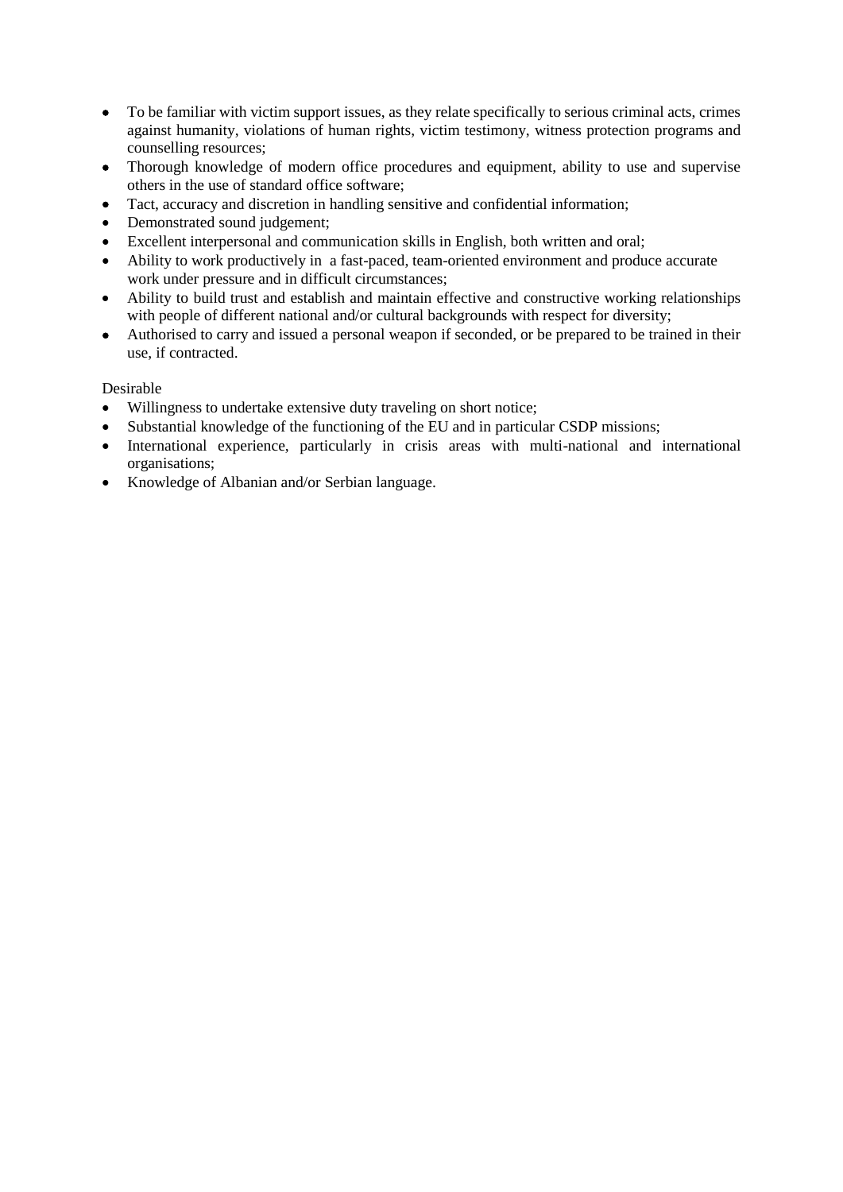- To be familiar with victim support issues, as they relate specifically to serious criminal acts, crimes against humanity, violations of human rights, victim testimony, witness protection programs and counselling resources;
- Thorough knowledge of modern office procedures and equipment, ability to use and supervise others in the use of standard office software;
- Tact, accuracy and discretion in handling sensitive and confidential information;
- Demonstrated sound judgement;
- Excellent interpersonal and communication skills in English, both written and oral;
- Ability to work productively in a fast-paced, team-oriented environment and produce accurate work under pressure and in difficult circumstances;
- Ability to build trust and establish and maintain effective and constructive working relationships with people of different national and/or cultural backgrounds with respect for diversity;
- Authorised to carry and issued a personal weapon if seconded, or be prepared to be trained in their use, if contracted.

Desirable

- Willingness to undertake extensive duty traveling on short notice;
- Substantial knowledge of the functioning of the EU and in particular CSDP missions;
- International experience, particularly in crisis areas with multi-national and international organisations;
- Knowledge of Albanian and/or Serbian language.